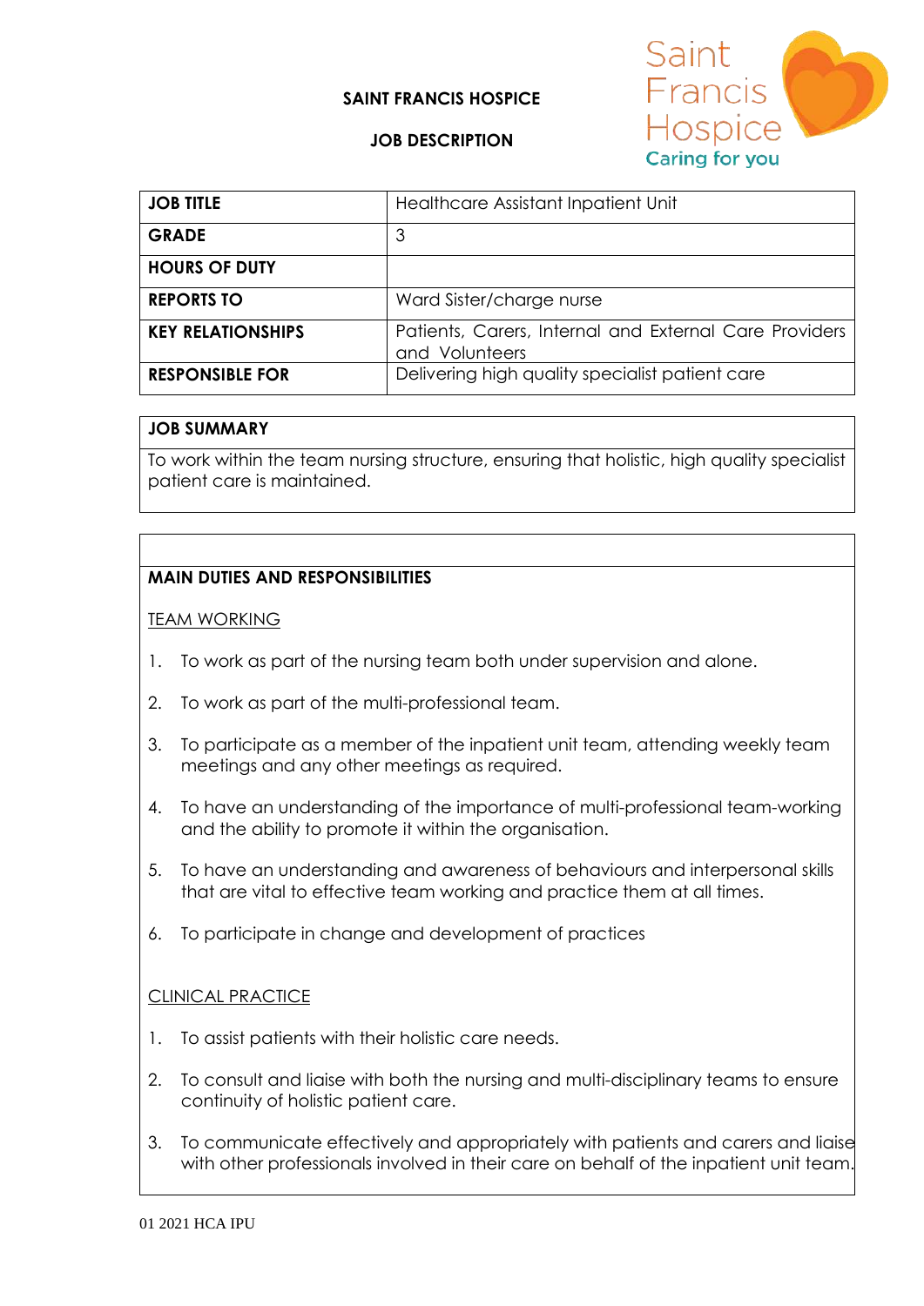**SAINT FRANCIS HOSPICE**

**JOB DESCRIPTION**

| JOB TITLE | Healthcare Assistant Inpatient Unit |
|---|---|
| GRADE | 3 |
| HOURS OF DUTY | |
| REPORTS TO | Ward Sister/charge nurse |
| KEY RELATIONSHIPS | Patients, Carers, Internal and External Care Providers and Volunteers |
| RESPONSIBLE FOR | Delivering high quality specialist patient care |

**JOB SUMMARY**

To work within the team nursing structure, ensuring that holistic, high quality specialist patient care is maintained.

**MAIN DUTIES AND RESPONSIBILITIES**

TEAM WORKING

1. To work as part of the nursing team both under supervision and alone.
2. To work as part of the multi-professional team.
3. To participate as a member of the inpatient unit team, attending weekly team meetings and any other meetings as required.
4. To have an understanding of the importance of multi-professional team-working and the ability to promote it within the organisation.
5. To have an understanding and awareness of behaviours and interpersonal skills that are vital to effective team working and practice them at all times.
6. To participate in change and development of practices

CLINICAL PRACTICE

1. To assist patients with their holistic care needs.
2. To consult and liaise with both the nursing and multi-disciplinary teams to ensure continuity of holistic patient care.
3. To communicate effectively and appropriately with patients and carers and liaise with other professionals involved in their care on behalf of the inpatient unit team.

01 2021 HCA IPU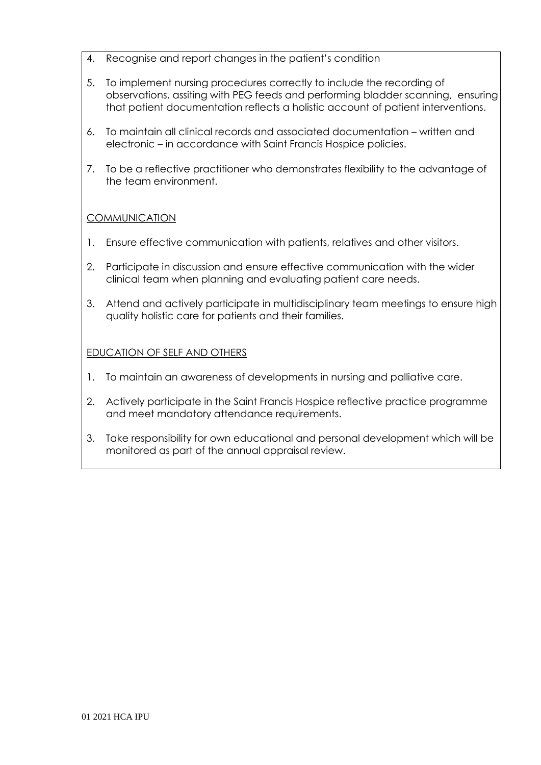4. Recognise and report changes in the patient's condition

5. To implement nursing procedures correctly to include the recording of observations, assiting with PEG feeds and performing bladder scanning, ensuring that patient documentation reflects a holistic account of patient interventions.

6. To maintain all clinical records and associated documentation – written and electronic – in accordance with Saint Francis Hospice policies.

7. To be a reflective practitioner who demonstrates flexibility to the advantage of the team environment.

COMMUNICATION

1. Ensure effective communication with patients, relatives and other visitors.

2. Participate in discussion and ensure effective communication with the wider clinical team when planning and evaluating patient care needs.

3. Attend and actively participate in multidisciplinary team meetings to ensure high quality holistic care for patients and their families.

EDUCATION OF SELF AND OTHERS

1. To maintain an awareness of developments in nursing and palliative care.

2. Actively participate in the Saint Francis Hospice reflective practice programme and meet mandatory attendance requirements.

3. Take responsibility for own educational and personal development which will be monitored as part of the annual appraisal review.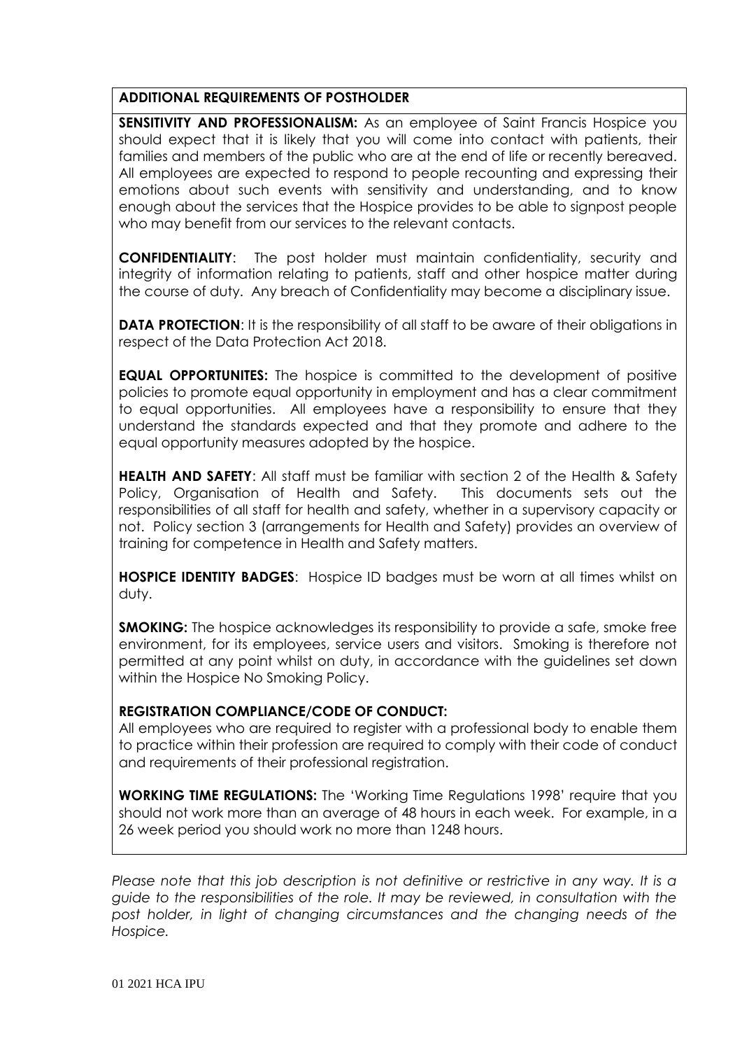## ADDITIONAL REQUIREMENTS OF POSTHOLDER

**SENSITIVITY AND PROFESSIONALISM:** As an employee of Saint Francis Hospice you should expect that it is likely that you will come into contact with patients, their families and members of the public who are at the end of life or recently bereaved. All employees are expected to respond to people recounting and expressing their emotions about such events with sensitivity and understanding, and to know enough about the services that the Hospice provides to be able to signpost people who may benefit from our services to the relevant contacts.

**CONFIDENTIALITY**: The post holder must maintain confidentiality, security and integrity of information relating to patients, staff and other hospice matter during the course of duty. Any breach of Confidentiality may become a disciplinary issue.

**DATA PROTECTION**: It is the responsibility of all staff to be aware of their obligations in respect of the Data Protection Act 2018.

**EQUAL OPPORTUNITES:** The hospice is committed to the development of positive policies to promote equal opportunity in employment and has a clear commitment to equal opportunities. All employees have a responsibility to ensure that they understand the standards expected and that they promote and adhere to the equal opportunity measures adopted by the hospice.

**HEALTH AND SAFETY**: All staff must be familiar with section 2 of the Health & Safety Policy, Organisation of Health and Safety. This documents sets out the responsibilities of all staff for health and safety, whether in a supervisory capacity or not. Policy section 3 (arrangements for Health and Safety) provides an overview of training for competence in Health and Safety matters.

**HOSPICE IDENTITY BADGES**: Hospice ID badges must be worn at all times whilst on duty.

**SMOKING:** The hospice acknowledges its responsibility to provide a safe, smoke free environment, for its employees, service users and visitors. Smoking is therefore not permitted at any point whilst on duty, in accordance with the guidelines set down within the Hospice No Smoking Policy.

**REGISTRATION COMPLIANCE/CODE OF CONDUCT:**

All employees who are required to register with a professional body to enable them to practice within their profession are required to comply with their code of conduct and requirements of their professional registration.

**WORKING TIME REGULATIONS:** The 'Working Time Regulations 1998' require that you should not work more than an average of 48 hours in each week. For example, in a 26 week period you should work no more than 1248 hours.

*Please note that this job description is not definitive or restrictive in any way. It is a guide to the responsibilities of the role. It may be reviewed, in consultation with the post holder, in light of changing circumstances and the changing needs of the Hospice.*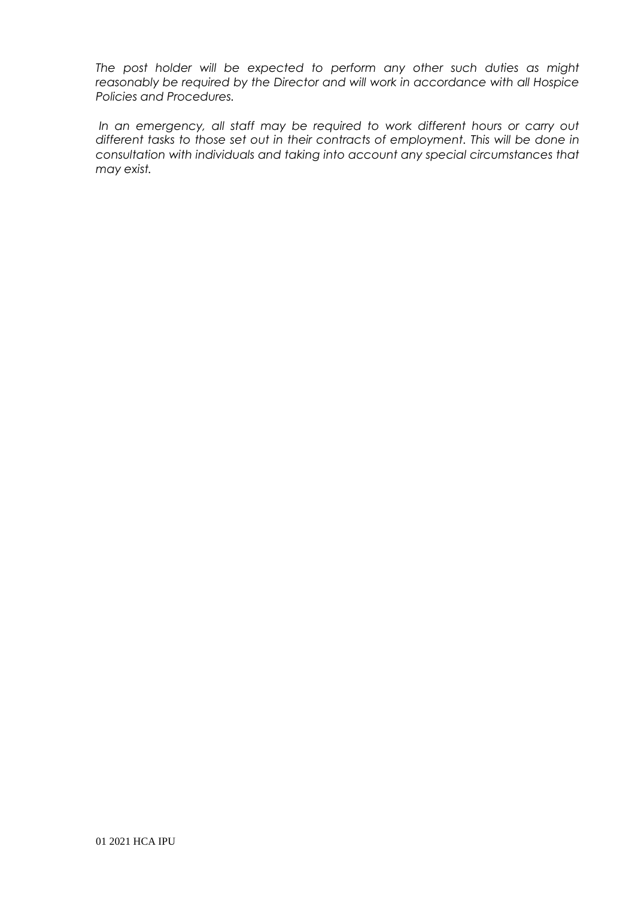*The post holder will be expected to perform any other such duties as might reasonably be required by the Director and will work in accordance with all Hospice Policies and Procedures.*

*In an emergency, all staff may be required to work different hours or carry out different tasks to those set out in their contracts of employment. This will be done in consultation with individuals and taking into account any special circumstances that may exist.*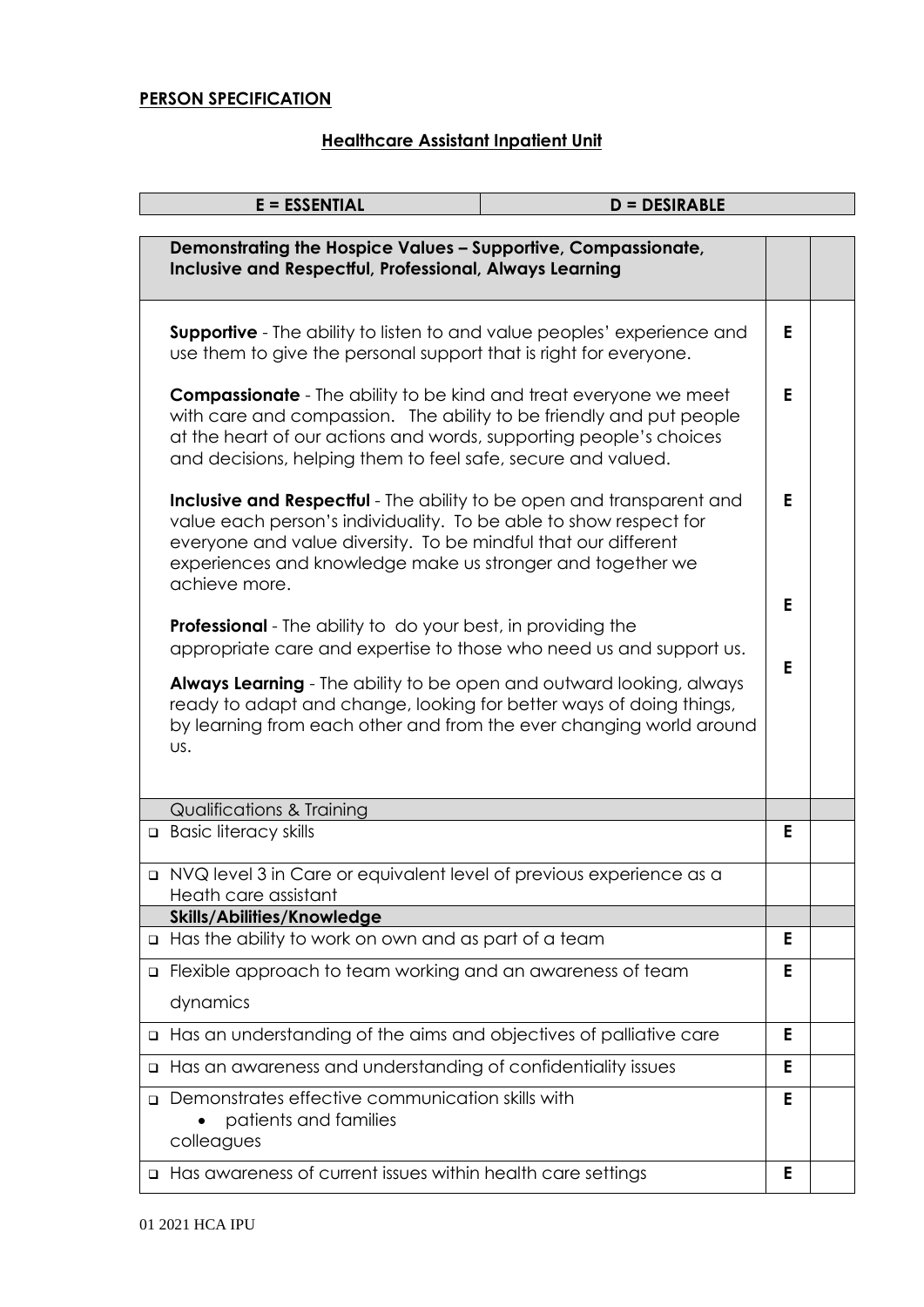**PERSON SPECIFICATION**

**Healthcare Assistant Inpatient Unit**

| E = ESSENTIAL | D = DESIRABLE |
|---|---|

| **Demonstrating the Hospice Values – Supportive, Compassionate, Inclusive and Respectful, Professional, Always Learning** | | |
|---|---|---|
| **Supportive** - The ability to listen to and value peoples' experience and use them to give the personal support that is right for everyone. | E | |
| **Compassionate** - The ability to be kind and treat everyone we meet with care and compassion. The ability to be friendly and put people at the heart of our actions and words, supporting people's choices and decisions, helping them to feel safe, secure and valued. | E | |
| **Inclusive and Respectful** - The ability to be open and transparent and value each person's individuality. To be able to show respect for everyone and value diversity. To be mindful that our different experiences and knowledge make us stronger and together we achieve more. | E | |
| **Professional** - The ability to do your best, in providing the appropriate care and expertise to those who need us and support us. | E | |
| **Always Learning** - The ability to be open and outward looking, always ready to adapt and change, looking for better ways of doing things, by learning from each other and from the ever changing world around us. | E | |
| Qualifications & Training | | |
| ❑ Basic literacy skills | E | |
| ❑ NVQ level 3 in Care or equivalent level of previous experience as a Heath care assistant | | |
| **Skills/Abilities/Knowledge** | | |
| ❑ Has the ability to work on own and as part of a team | E | |
| ❑ Flexible approach to team working and an awareness of team dynamics | E | |
| ❑ Has an understanding of the aims and objectives of palliative care | E | |
| ❑ Has an awareness and understanding of confidentiality issues | E | |
| ❑ Demonstrates effective communication skills with<br>• patients and families<br>colleagues | E | |
| ❑ Has awareness of current issues within health care settings | E | |

01 2021 HCA IPU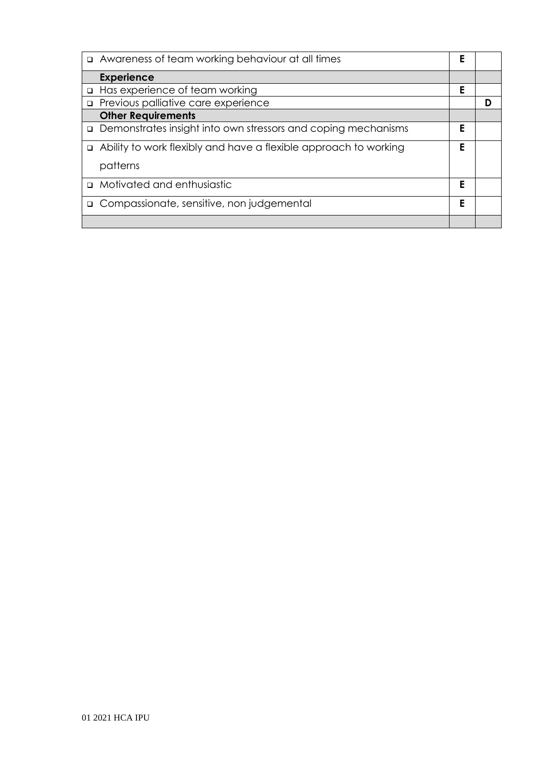| | | |
|---|---|---|
| ❑ Awareness of team working behaviour at all times | **E** | |
| **Experience** | | |
| ❑ Has experience of team working | **E** | |
| ❑ Previous palliative care experience | | **D** |
| **Other Requirements** | | |
| ❑ Demonstrates insight into own stressors and coping mechanisms | **E** | |
| ❑ Ability to work flexibly and have a flexible approach to working patterns | **E** | |
| ❑ Motivated and enthusiastic | **E** | |
| ❑ Compassionate, sensitive, non judgemental | **E** | |
| | | |

01 2021 HCA IPU